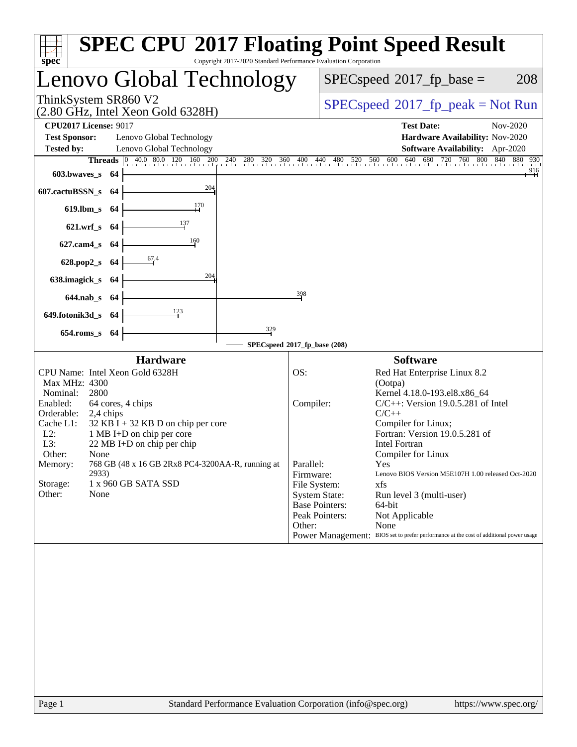# SPEC CPU 2017 Floating Point Speed Result

Copyright 2017-2020 Standard Performance Evaluation Corporation

## Lenovo Global Technology

ThinkSystem SR860 V2
(2.80 GHz, Intel Xeon Gold 6328H)

SPECspeed 2017_fp_base = 208

SPECspeed 2017_fp_peak = Not Run

| | | | |
|---|---|---|---|
| **CPU2017 License:** | 9017 | **Test Date:** | Nov-2020 |
| **Test Sponsor:** | Lenovo Global Technology | **Hardware Availability:** | Nov-2020 |
| **Tested by:** | Lenovo Global Technology | **Software Availability:** | Apr-2020 |

| Benchmark | Threads | SPECspeed 2017_fp_base |
|---|---|---|
| 603.bwaves_s | 64 | 916 |
| 607.cactuBSSN_s | 64 | 204 |
| 619.lbm_s | 64 | 170 |
| 621.wrf_s | 64 | 137 |
| 627.cam4_s | 64 | 160 |
| 628.pop2_s | 64 | 67.4 |
| 638.imagick_s | 64 | 204 |
| 644.nab_s | 64 | 398 |
| 649.fotonik3d_s | 64 | 123 |
| 654.roms_s | 64 | 329 |

SPECspeed 2017_fp_base (208)

### Hardware

| | |
|---|---|
| CPU Name: | Intel Xeon Gold 6328H |
| Max MHz: | 4300 |
| Nominal: | 2800 |
| Enabled: | 64 cores, 4 chips |
| Orderable: | 2,4 chips |
| Cache L1: | 32 KB I + 32 KB D on chip per core |
| L2: | 1 MB I+D on chip per core |
| L3: | 22 MB I+D on chip per chip |
| Other: | None |
| Memory: | 768 GB (48 x 16 GB 2Rx8 PC4-3200AA-R, running at 2933) |
| Storage: | 1 x 960 GB SATA SSD |
| Other: | None |

### Software

| | |
|---|---|
| OS: | Red Hat Enterprise Linux 8.2 (Ootpa) Kernel 4.18.0-193.el8.x86_64 |
| Compiler: | C/C++: Version 19.0.5.281 of Intel C/C++ Compiler for Linux; Fortran: Version 19.0.5.281 of Intel Fortran Compiler for Linux |
| Parallel: | Yes |
| Firmware: | Lenovo BIOS Version M5E107H 1.00 released Oct-2020 |
| File System: | xfs |
| System State: | Run level 3 (multi-user) |
| Base Pointers: | 64-bit |
| Peak Pointers: | Not Applicable |
| Other: | None |
| Power Management: | BIOS set to prefer performance at the cost of additional power usage |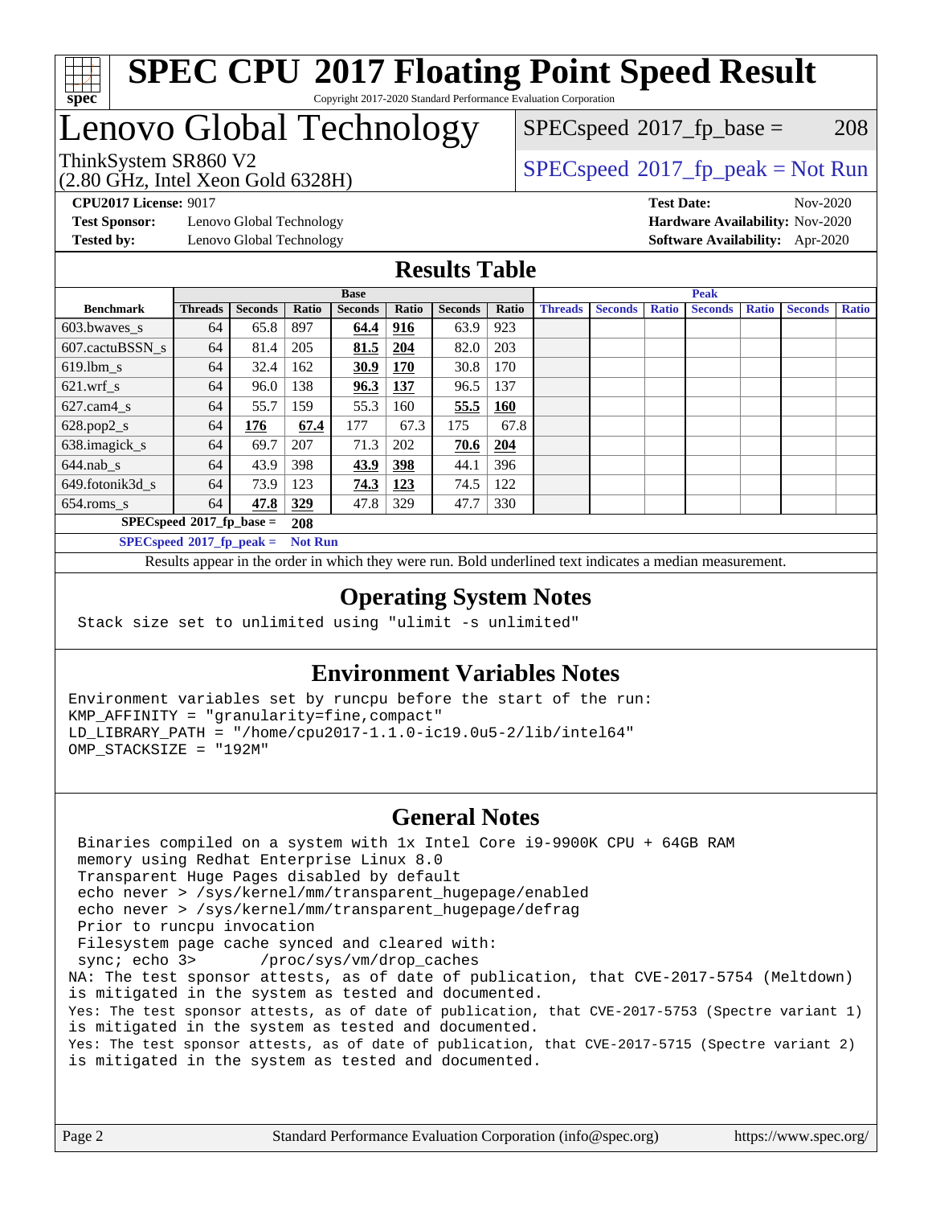# SPEC CPU 2017 Floating Point Speed Result

Copyright 2017-2020 Standard Performance Evaluation Corporation

# Lenovo Global Technology

ThinkSystem SR860 V2
(2.80 GHz, Intel Xeon Gold 6328H)

SPECspeed 2017_fp_base = 208

SPECspeed 2017_fp_peak = Not Run

**CPU2017 License:** 9017
**Test Sponsor:** Lenovo Global Technology
**Tested by:** Lenovo Global Technology

**Test Date:** Nov-2020
**Hardware Availability:** Nov-2020
**Software Availability:** Apr-2020

## Results Table

| Benchmark | Base | | | | | | | Peak | | | | | | |
|---|---|---|---|---|---|---|---|---|---|---|---|---|---|---|
| | Threads | Seconds | Ratio | Seconds | Ratio | Seconds | Ratio | Threads | Seconds | Ratio | Seconds | Ratio | Seconds | Ratio |
| 603.bwaves_s | 64 | 65.8 | 897 | **64.4** | **916** | 63.9 | 923 | | | | | | | |
| 607.cactuBSSN_s | 64 | 81.4 | 205 | **81.5** | **204** | 82.0 | 203 | | | | | | | |
| 619.lbm_s | 64 | 32.4 | 162 | **30.9** | **170** | 30.8 | 170 | | | | | | | |
| 621.wrf_s | 64 | 96.0 | 138 | **96.3** | **137** | 96.5 | 137 | | | | | | | |
| 627.cam4_s | 64 | 55.7 | 159 | 55.3 | 160 | **55.5** | **160** | | | | | | | |
| 628.pop2_s | 64 | **176** | **67.4** | 177 | 67.3 | 175 | 67.8 | | | | | | | |
| 638.imagick_s | 64 | 69.7 | 207 | 71.3 | 202 | **70.6** | **204** | | | | | | | |
| 644.nab_s | 64 | 43.9 | 398 | **43.9** | **398** | 44.1 | 396 | | | | | | | |
| 649.fotonik3d_s | 64 | 73.9 | 123 | **74.3** | **123** | 74.5 | 122 | | | | | | | |
| 654.roms_s | 64 | **47.8** | **329** | 47.8 | 329 | 47.7 | 330 | | | | | | | |

**SPECspeed 2017_fp_base = 208**

**SPECspeed 2017_fp_peak = Not Run**

Results appear in the order in which they were run. Bold underlined text indicates a median measurement.

## Operating System Notes

```
Stack size set to unlimited using "ulimit -s unlimited"
```

## Environment Variables Notes

```
Environment variables set by runcpu before the start of the run:
KMP_AFFINITY = "granularity=fine,compact"
LD_LIBRARY_PATH = "/home/cpu2017-1.1.0-ic19.0u5-2/lib/intel64"
OMP_STACKSIZE = "192M"
```

## General Notes

```
 Binaries compiled on a system with 1x Intel Core i9-9900K CPU + 64GB RAM
 memory using Redhat Enterprise Linux 8.0
 Transparent Huge Pages disabled by default
 echo never > /sys/kernel/mm/transparent_hugepage/enabled
 echo never > /sys/kernel/mm/transparent_hugepage/defrag
 Prior to runcpu invocation
 Filesystem page cache synced and cleared with:
 sync; echo 3>       /proc/sys/vm/drop_caches
NA: The test sponsor attests, as of date of publication, that CVE-2017-5754 (Meltdown)
is mitigated in the system as tested and documented.
Yes: The test sponsor attests, as of date of publication, that CVE-2017-5753 (Spectre variant 1)
is mitigated in the system as tested and documented.
Yes: The test sponsor attests, as of date of publication, that CVE-2017-5715 (Spectre variant 2)
is mitigated in the system as tested and documented.
```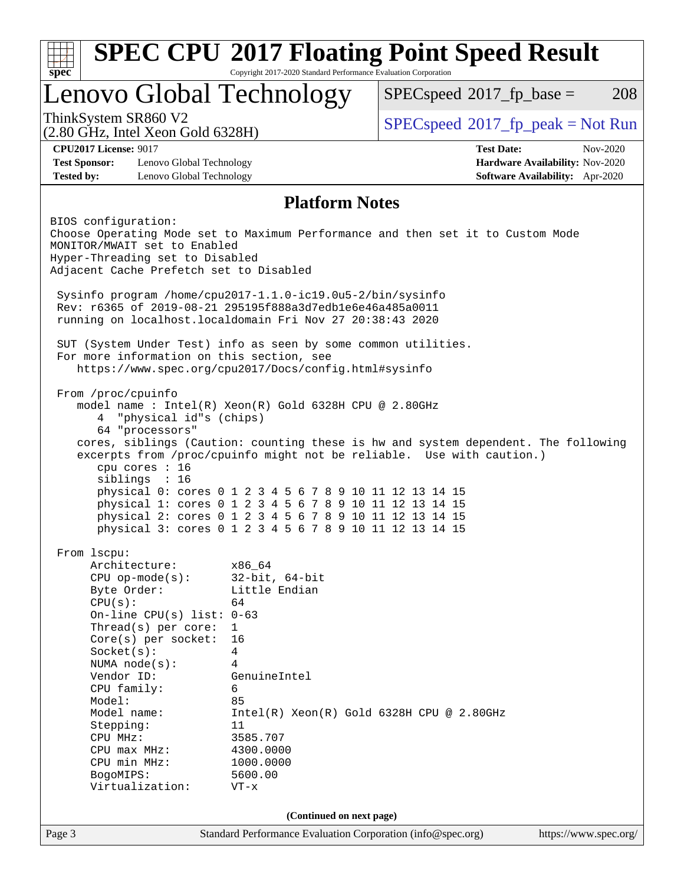# SPEC CPU 2017 Floating Point Speed Result

Copyright 2017-2020 Standard Performance Evaluation Corporation

## Lenovo Global Technology

ThinkSystem SR860 V2
(2.80 GHz, Intel Xeon Gold 6328H)

SPECspeed 2017_fp_base = 208

SPECspeed 2017_fp_peak = Not Run

**CPU2017 License:** 9017
**Test Sponsor:** Lenovo Global Technology
**Tested by:** Lenovo Global Technology

**Test Date:** Nov-2020
**Hardware Availability:** Nov-2020
**Software Availability:** Apr-2020

### Platform Notes

```
BIOS configuration:
Choose Operating Mode set to Maximum Performance and then set it to Custom Mode
MONITOR/MWAIT set to Enabled
Hyper-Threading set to Disabled
Adjacent Cache Prefetch set to Disabled

 Sysinfo program /home/cpu2017-1.1.0-ic19.0u5-2/bin/sysinfo
 Rev: r6365 of 2019-08-21 295195f888a3d7edb1e6e46a485a0011
 running on localhost.localdomain Fri Nov 27 20:38:43 2020

 SUT (System Under Test) info as seen by some common utilities.
 For more information on this section, see
    https://www.spec.org/cpu2017/Docs/config.html#sysinfo

 From /proc/cpuinfo
    model name : Intel(R) Xeon(R) Gold 6328H CPU @ 2.80GHz
       4  "physical id"s (chips)
       64 "processors"
    cores, siblings (Caution: counting these is hw and system dependent. The following
    excerpts from /proc/cpuinfo might not be reliable.  Use with caution.)
       cpu cores : 16
       siblings  : 16
       physical 0: cores 0 1 2 3 4 5 6 7 8 9 10 11 12 13 14 15
       physical 1: cores 0 1 2 3 4 5 6 7 8 9 10 11 12 13 14 15
       physical 2: cores 0 1 2 3 4 5 6 7 8 9 10 11 12 13 14 15
       physical 3: cores 0 1 2 3 4 5 6 7 8 9 10 11 12 13 14 15

 From lscpu:
      Architecture:        x86_64
      CPU op-mode(s):      32-bit, 64-bit
      Byte Order:          Little Endian
      CPU(s):              64
      On-line CPU(s) list: 0-63
      Thread(s) per core:  1
      Core(s) per socket:  16
      Socket(s):           4
      NUMA node(s):        4
      Vendor ID:           GenuineIntel
      CPU family:          6
      Model:               85
      Model name:          Intel(R) Xeon(R) Gold 6328H CPU @ 2.80GHz
      Stepping:            11
      CPU MHz:             3585.707
      CPU max MHz:         4300.0000
      CPU min MHz:         1000.0000
      BogoMIPS:            5600.00
      Virtualization:      VT-x
```

(Continued on next page)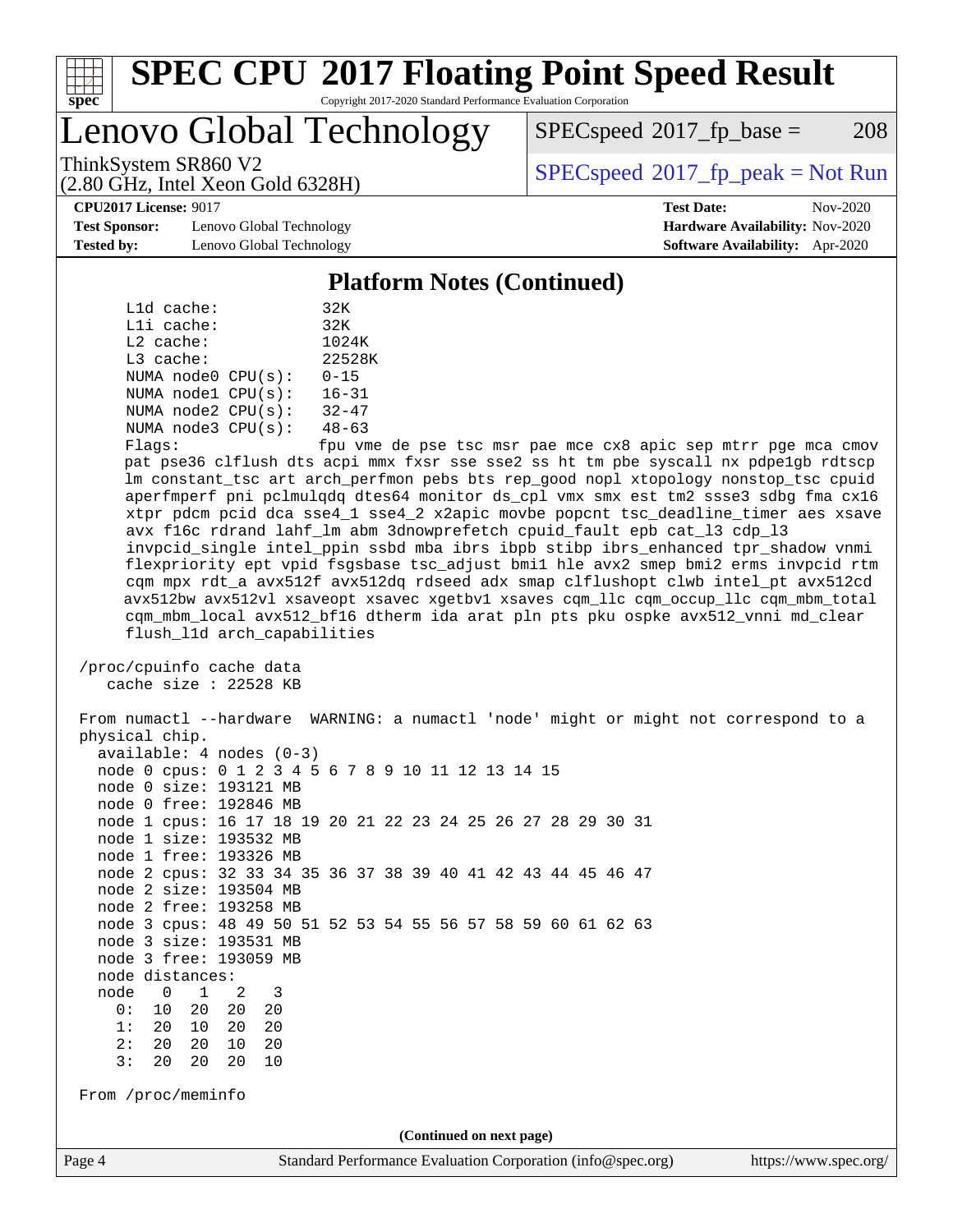## Platform Notes (Continued)

```
      L1d cache:             32K
      L1i cache:             32K
      L2 cache:              1024K
      L3 cache:              22528K
      NUMA node0 CPU(s):     0-15
      NUMA node1 CPU(s):     16-31
      NUMA node2 CPU(s):     32-47
      NUMA node3 CPU(s):     48-63
      Flags:                 fpu vme de pse tsc msr pae mce cx8 apic sep mtrr pge mca cmov
      pat pse36 clflush dts acpi mmx fxsr sse sse2 ss ht tm pbe syscall nx pdpe1gb rdtscp
      lm constant_tsc art arch_perfmon pebs bts rep_good nopl xtopology nonstop_tsc cpuid
      aperfmperf pni pclmulqdq dtes64 monitor ds_cpl vmx smx est tm2 ssse3 sdbg fma cx16
      xtpr pdcm pcid dca sse4_1 sse4_2 x2apic movbe popcnt tsc_deadline_timer aes xsave
      avx f16c rdrand lahf_lm abm 3dnowprefetch cpuid_fault epb cat_l3 cdp_l3
      invpcid_single intel_ppin ssbd mba ibrs ibpb stibp ibrs_enhanced tpr_shadow vnmi
      flexpriority ept vpid fsgsbase tsc_adjust bmi1 hle avx2 smep bmi2 erms invpcid rtm
      cqm mpx rdt_a avx512f avx512dq rdseed adx smap clflushopt clwb intel_pt avx512cd
      avx512bw avx512vl xsaveopt xsavec xgetbv1 xsaves cqm_llc cqm_occup_llc cqm_mbm_total
      cqm_mbm_local avx512_bf16 dtherm ida arat pln pts pku ospke avx512_vnni md_clear
      flush_l1d arch_capabilities

 /proc/cpuinfo cache data
    cache size : 22528 KB

 From numactl --hardware  WARNING: a numactl 'node' might or might not correspond to a
 physical chip.
   available: 4 nodes (0-3)
   node 0 cpus: 0 1 2 3 4 5 6 7 8 9 10 11 12 13 14 15
   node 0 size: 193121 MB
   node 0 free: 192846 MB
   node 1 cpus: 16 17 18 19 20 21 22 23 24 25 26 27 28 29 30 31
   node 1 size: 193532 MB
   node 1 free: 193326 MB
   node 2 cpus: 32 33 34 35 36 37 38 39 40 41 42 43 44 45 46 47
   node 2 size: 193504 MB
   node 2 free: 193258 MB
   node 3 cpus: 48 49 50 51 52 53 54 55 56 57 58 59 60 61 62 63
   node 3 size: 193531 MB
   node 3 free: 193059 MB
   node distances:
   node   0   1   2   3
     0:  10  20  20  20
     1:  20  10  20  20
     2:  20  20  10  20
     3:  20  20  20  10

 From /proc/meminfo
```

(Continued on next page)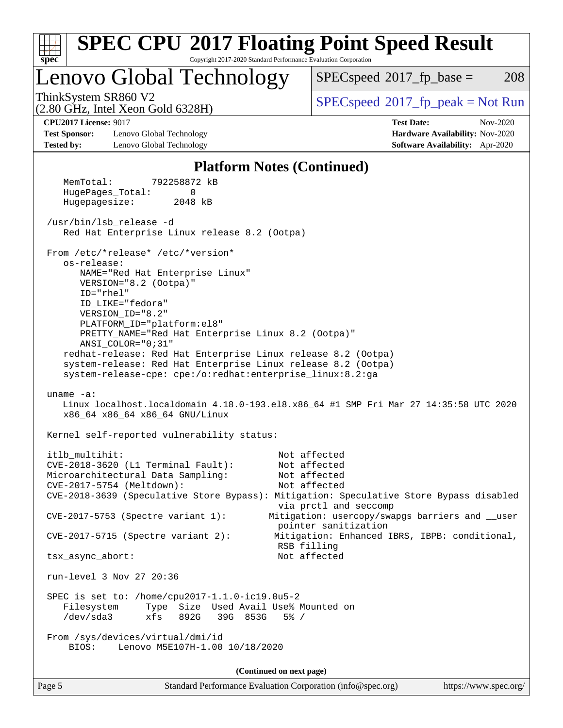# SPEC CPU 2017 Floating Point Speed Result

Copyright 2017-2020 Standard Performance Evaluation Corporation

## Lenovo Global Technology

ThinkSystem SR860 V2
(2.80 GHz, Intel Xeon Gold 6328H)

SPECspeed 2017_fp_base = 208

SPECspeed 2017_fp_peak = Not Run

**CPU2017 License:** 9017
**Test Sponsor:** Lenovo Global Technology
**Tested by:** Lenovo Global Technology

**Test Date:** Nov-2020
**Hardware Availability:** Nov-2020
**Software Availability:** Apr-2020

### Platform Notes (Continued)

```
    MemTotal:       792258872 kB
    HugePages_Total:       0
    Hugepagesize:       2048 kB

 /usr/bin/lsb_release -d
    Red Hat Enterprise Linux release 8.2 (Ootpa)

 From /etc/*release* /etc/*version*
    os-release:
       NAME="Red Hat Enterprise Linux"
       VERSION="8.2 (Ootpa)"
       ID="rhel"
       ID_LIKE="fedora"
       VERSION_ID="8.2"
       PLATFORM_ID="platform:el8"
       PRETTY_NAME="Red Hat Enterprise Linux 8.2 (Ootpa)"
       ANSI_COLOR="0;31"
    redhat-release: Red Hat Enterprise Linux release 8.2 (Ootpa)
    system-release: Red Hat Enterprise Linux release 8.2 (Ootpa)
    system-release-cpe: cpe:/o:redhat:enterprise_linux:8.2:ga

 uname -a:
    Linux localhost.localdomain 4.18.0-193.el8.x86_64 #1 SMP Fri Mar 27 14:35:58 UTC 2020
    x86_64 x86_64 x86_64 GNU/Linux

 Kernel self-reported vulnerability status:

 itlb_multihit:                                    Not affected
 CVE-2018-3620 (L1 Terminal Fault):                Not affected
 Microarchitectural Data Sampling:                 Not affected
 CVE-2017-5754 (Meltdown):                         Not affected
 CVE-2018-3639 (Speculative Store Bypass): Mitigation: Speculative Store Bypass disabled
                                                   via prctl and seccomp
 CVE-2017-5753 (Spectre variant 1):               Mitigation: usercopy/swapgs barriers and __user
                                                   pointer sanitization
 CVE-2017-5715 (Spectre variant 2):                Mitigation: Enhanced IBRS, IBPB: conditional,
                                                   RSB filling
 tsx_async_abort:                                  Not affected

 run-level 3 Nov 27 20:36

 SPEC is set to: /home/cpu2017-1.1.0-ic19.0u5-2
    Filesystem     Type  Size  Used Avail Use% Mounted on
    /dev/sda3      xfs   892G   39G  853G   5% /

 From /sys/devices/virtual/dmi/id
     BIOS:    Lenovo M5E107H-1.00 10/18/2020
```

(Continued on next page)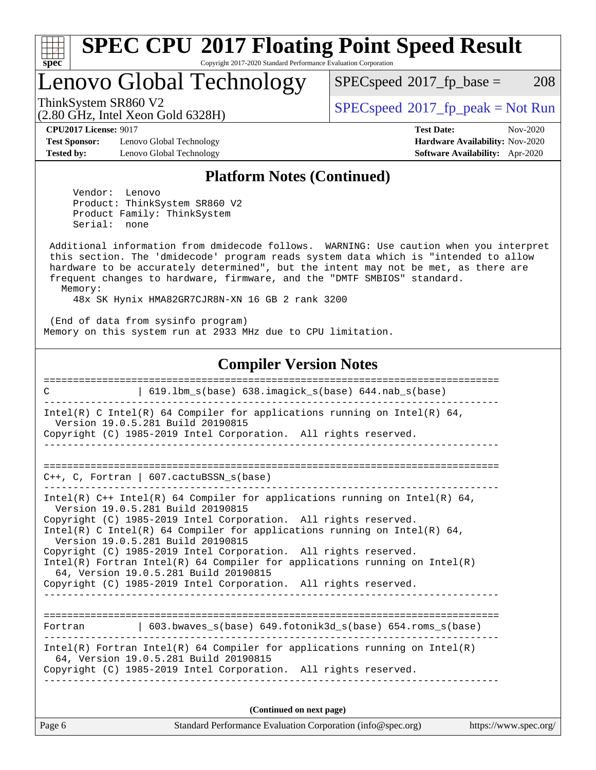## Platform Notes (Continued)

```
     Vendor:  Lenovo
     Product: ThinkSystem SR860 V2
     Product Family: ThinkSystem
     Serial:  none

 Additional information from dmidecode follows.  WARNING: Use caution when you interpret
 this section. The 'dmidecode' program reads system data which is "intended to allow
 hardware to be accurately determined", but the intent may not be met, as there are
 frequent changes to hardware, firmware, and the "DMTF SMBIOS" standard.
   Memory:
     48x SK Hynix HMA82GR7CJR8N-XN 16 GB 2 rank 3200

 (End of data from sysinfo program)
Memory on this system run at 2933 MHz due to CPU limitation.
```

## Compiler Version Notes

```
==============================================================================
C              | 619.lbm_s(base) 638.imagick_s(base) 644.nab_s(base)
------------------------------------------------------------------------------
Intel(R) C Intel(R) 64 Compiler for applications running on Intel(R) 64,
  Version 19.0.5.281 Build 20190815
Copyright (C) 1985-2019 Intel Corporation.  All rights reserved.
------------------------------------------------------------------------------

==============================================================================
C++, C, Fortran | 607.cactuBSSN_s(base)
------------------------------------------------------------------------------
Intel(R) C++ Intel(R) 64 Compiler for applications running on Intel(R) 64,
  Version 19.0.5.281 Build 20190815
Copyright (C) 1985-2019 Intel Corporation.  All rights reserved.
Intel(R) C Intel(R) 64 Compiler for applications running on Intel(R) 64,
  Version 19.0.5.281 Build 20190815
Copyright (C) 1985-2019 Intel Corporation.  All rights reserved.
Intel(R) Fortran Intel(R) 64 Compiler for applications running on Intel(R)
  64, Version 19.0.5.281 Build 20190815
Copyright (C) 1985-2019 Intel Corporation.  All rights reserved.
------------------------------------------------------------------------------

==============================================================================
Fortran         | 603.bwaves_s(base) 649.fotonik3d_s(base) 654.roms_s(base)
------------------------------------------------------------------------------
Intel(R) Fortran Intel(R) 64 Compiler for applications running on Intel(R)
  64, Version 19.0.5.281 Build 20190815
Copyright (C) 1985-2019 Intel Corporation.  All rights reserved.
------------------------------------------------------------------------------
```

(Continued on next page)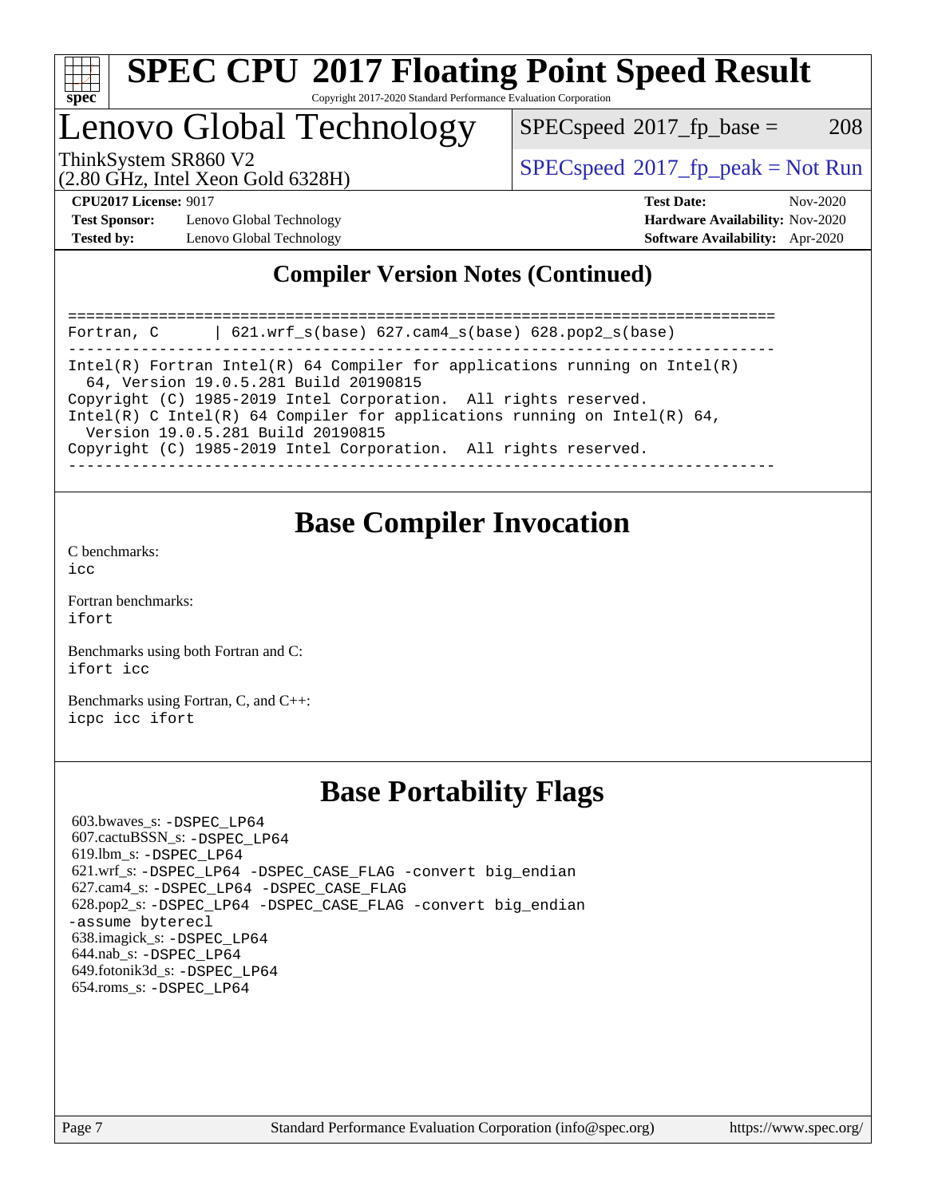# SPEC CPU 2017 Floating Point Speed Result

Copyright 2017-2020 Standard Performance Evaluation Corporation

# Lenovo Global Technology

ThinkSystem SR860 V2
(2.80 GHz, Intel Xeon Gold 6328H)

SPECspeed 2017_fp_base = 208

SPECspeed 2017_fp_peak = Not Run

**CPU2017 License:** 9017
**Test Sponsor:** Lenovo Global Technology
**Tested by:** Lenovo Global Technology

**Test Date:** Nov-2020
**Hardware Availability:** Nov-2020
**Software Availability:** Apr-2020

## Compiler Version Notes (Continued)

```
==============================================================================
Fortran, C      | 621.wrf_s(base) 627.cam4_s(base) 628.pop2_s(base)
------------------------------------------------------------------------------
Intel(R) Fortran Intel(R) 64 Compiler for applications running on Intel(R)
  64, Version 19.0.5.281 Build 20190815
Copyright (C) 1985-2019 Intel Corporation.  All rights reserved.
Intel(R) C Intel(R) 64 Compiler for applications running on Intel(R) 64,
  Version 19.0.5.281 Build 20190815
Copyright (C) 1985-2019 Intel Corporation.  All rights reserved.
------------------------------------------------------------------------------
```

## Base Compiler Invocation

C benchmarks:
icc

Fortran benchmarks:
ifort

Benchmarks using both Fortran and C:
ifort icc

Benchmarks using Fortran, C, and C++:
icpc icc ifort

## Base Portability Flags

603.bwaves_s: -DSPEC_LP64
607.cactuBSSN_s: -DSPEC_LP64
619.lbm_s: -DSPEC_LP64
621.wrf_s: -DSPEC_LP64 -DSPEC_CASE_FLAG -convert big_endian
627.cam4_s: -DSPEC_LP64 -DSPEC_CASE_FLAG
628.pop2_s: -DSPEC_LP64 -DSPEC_CASE_FLAG -convert big_endian -assume byterecl
638.imagick_s: -DSPEC_LP64
644.nab_s: -DSPEC_LP64
649.fotonik3d_s: -DSPEC_LP64
654.roms_s: -DSPEC_LP64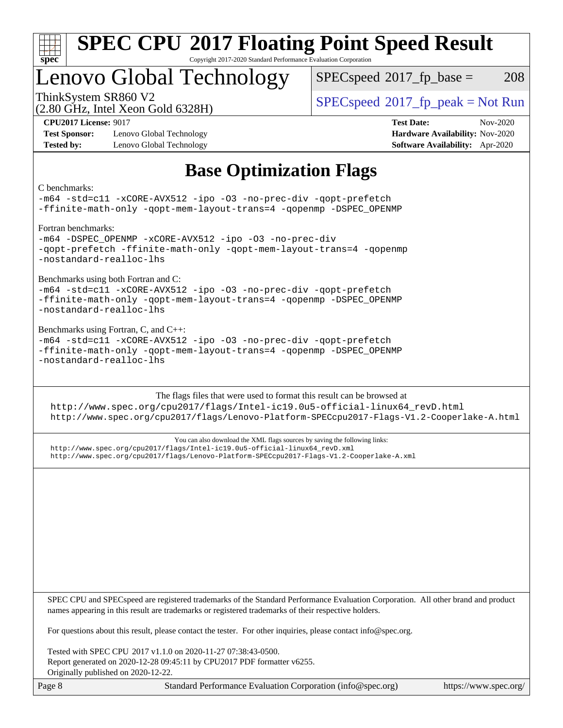# SPEC CPU 2017 Floating Point Speed Result

Copyright 2017-2020 Standard Performance Evaluation Corporation

## Lenovo Global Technology

ThinkSystem SR860 V2
(2.80 GHz, Intel Xeon Gold 6328H)

SPECspeed 2017_fp_base = 208

SPECspeed 2017_fp_peak = Not Run

**CPU2017 License:** 9017
**Test Sponsor:** Lenovo Global Technology
**Tested by:** Lenovo Global Technology

**Test Date:** Nov-2020
**Hardware Availability:** Nov-2020
**Software Availability:** Apr-2020

## Base Optimization Flags

C benchmarks:

```
-m64 -std=c11 -xCORE-AVX512 -ipo -O3 -no-prec-div -qopt-prefetch
-ffinite-math-only -qopt-mem-layout-trans=4 -qopenmp -DSPEC_OPENMP
```

Fortran benchmarks:

```
-m64 -DSPEC_OPENMP -xCORE-AVX512 -ipo -O3 -no-prec-div
-qopt-prefetch -ffinite-math-only -qopt-mem-layout-trans=4 -qopenmp
-nostandard-realloc-lhs
```

Benchmarks using both Fortran and C:

```
-m64 -std=c11 -xCORE-AVX512 -ipo -O3 -no-prec-div -qopt-prefetch
-ffinite-math-only -qopt-mem-layout-trans=4 -qopenmp -DSPEC_OPENMP
-nostandard-realloc-lhs
```

Benchmarks using Fortran, C, and C++:

```
-m64 -std=c11 -xCORE-AVX512 -ipo -O3 -no-prec-div -qopt-prefetch
-ffinite-math-only -qopt-mem-layout-trans=4 -qopenmp -DSPEC_OPENMP
-nostandard-realloc-lhs
```

The flags files that were used to format this result can be browsed at
http://www.spec.org/cpu2017/flags/Intel-ic19.0u5-official-linux64_revD.html
http://www.spec.org/cpu2017/flags/Lenovo-Platform-SPECcpu2017-Flags-V1.2-Cooperlake-A.html

You can also download the XML flags sources by saving the following links:
http://www.spec.org/cpu2017/flags/Intel-ic19.0u5-official-linux64_revD.xml
http://www.spec.org/cpu2017/flags/Lenovo-Platform-SPECcpu2017-Flags-V1.2-Cooperlake-A.xml

SPEC CPU and SPECspeed are registered trademarks of the Standard Performance Evaluation Corporation. All other brand and product names appearing in this result are trademarks or registered trademarks of their respective holders.

For questions about this result, please contact the tester. For other inquiries, please contact info@spec.org.

Tested with SPEC CPU 2017 v1.1.0 on 2020-11-27 07:38:43-0500.
Report generated on 2020-12-28 09:45:11 by CPU2017 PDF formatter v6255.
Originally published on 2020-12-22.